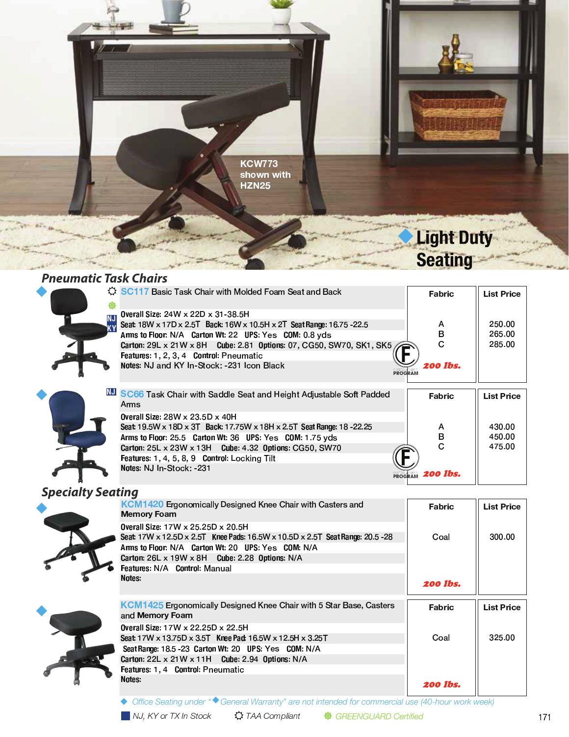KCW773 shown with HZN25

# Light Duty Seating

## Pneumatic Task Chairs

### SC117 Basic Task Chair with Molded Foam Seat and Back

**Overall Size:** 24W x 22D x 31-38.5H
**Seat:** 18W x 17D x 2.5T **Back:** 16W x 10.5H x 2T **Seat Range:** 16.75 -22.5
**Arms to Floor:** N/A **Carton Wt:** 22 **UPS:** Yes **COM:** 0.8 yds
**Carton:** 29L x 21W x 8H **Cube:** 2.81 **Options:** 07, CG50, SW70, SK1, SK5
**Features:** 1, 2, 3, 4 **Control:** Pneumatic
**Notes:** NJ and KY In-Stock: -231 Icon Black

| Fabric | List Price |
|---|---|
| A | 250.00 |
| B | 265.00 |
| C | 285.00 |

200 lbs.

### SC66 Task Chair with Saddle Seat and Height Adjustable Soft Padded Arms

**Overall Size:** 28W x 23.5D x 40H
**Seat:** 19.5W x 18D x 3T **Back:** 17.75W x 18H x 2.5T **Seat Range:** 18 -22.25
**Arms to Floor:** 25.5 **Carton Wt:** 36 **UPS:** Yes **COM:** 1.75 yds
**Carton:** 25L x 23W x 13H **Cube:** 4.32 **Options:** CG50, SW70
**Features:** 1, 4, 5, 8, 9 **Control:** Locking Tilt
**Notes:** NJ In-Stock: -231

| Fabric | List Price |
|---|---|
| A | 430.00 |
| B | 450.00 |
| C | 475.00 |

200 lbs.

## Specialty Seating

### KCM1420 Ergonomically Designed Knee Chair with Casters and Memory Foam

**Overall Size:** 17W x 25.25D x 20.5H
**Seat:** 17W x 12.5D x 2.5T **Knee Pads:** 16.5W x 10.5D x 2.5T **Seat Range:** 20.5 -28
**Arms to Floor:** N/A **Carton Wt:** 20 **UPS:** Yes **COM:** N/A
**Carton:** 26L x 19W x 8H **Cube:** 2.28 **Options:** N/A
**Features:** N/A **Control:** Manual
**Notes:**

| Fabric | List Price |
|---|---|
| Coal | 300.00 |

200 lbs.

### KCM1425 Ergonomically Designed Knee Chair with 5 Star Base, Casters and Memory Foam

**Overall Size:** 17W x 22.25D x 22.5H
**Seat:** 17W x 13.75D x 3.5T **Knee Pad:** 16.5W x 12.5H x 3.25T
**Seat Range:** 18.5 -23 **Carton Wt:** 20 **UPS:** Yes **COM:** N/A
**Carton:** 22L x 21W x 11H **Cube:** 2.94 **Options:** N/A
**Features:** 1, 4 **Control:** Pneumatic
**Notes:**

| Fabric | List Price |
|---|---|
| Coal | 325.00 |

200 lbs.

*◆ Office Seating under "◆General Warranty" are not intended for commercial use (40-hour work week)*

*NJ, KY or TX In Stock* *TAA Compliant* *GREENGUARD Certified*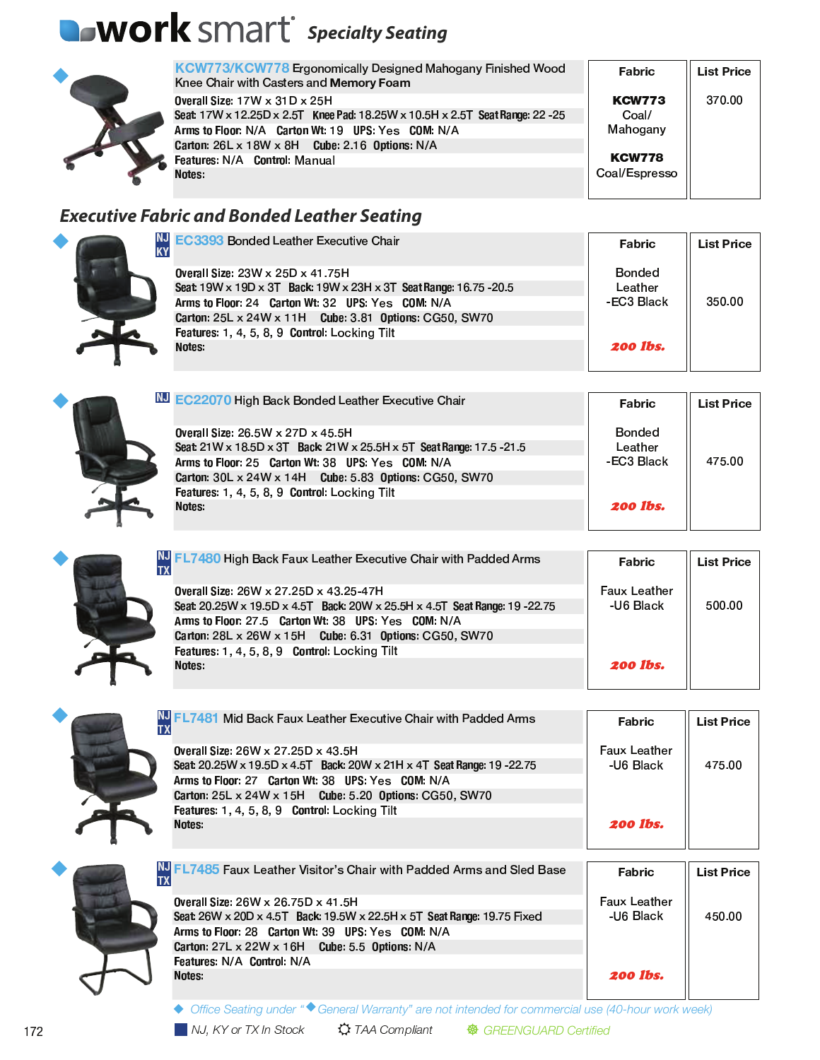# work smart *Specialty Seating*

**KCW773/KCW778** Ergonomically Designed Mahogany Finished Wood Knee Chair with Casters and **Memory Foam**

**Overall Size:** 17W x 31D x 25H
**Seat:** 17W x 12.25D x 2.5T **Knee Pad:** 18.25W x 10.5H x 2.5T **Seat Range:** 22 -25
**Arms to Floor:** N/A **Carton Wt:** 19 **UPS:** Yes **COM:** N/A
**Carton:** 26L x 18W x 8H **Cube:** 2.16 **Options:** N/A
**Features:** N/A **Control:** Manual
**Notes:**

| Fabric | List Price |
|---|---|
| **KCW773** Coal/ Mahogany | 370.00 |
| **KCW778** Coal/Espresso | |

## *Executive Fabric and Bonded Leather Seating*

NJ KY **EC3393** Bonded Leather Executive Chair

**Overall Size:** 23W x 25D x 41.75H
**Seat:** 19W x 19D x 3T **Back:** 19W x 23H x 3T **Seat Range:** 16.75 -20.5
**Arms to Floor:** 24 **Carton Wt:** 32 **UPS:** Yes **COM:** N/A
**Carton:** 25L x 24W x 11H **Cube:** 3.81 **Options:** CG50, SW70
**Features:** 1, 4, 5, 8, 9 **Control:** Locking Tilt
**Notes:**

| Fabric | List Price |
|---|---|
| Bonded Leather -EC3 Black<br>**200 lbs.** | 350.00 |

NJ **EC22070** High Back Bonded Leather Executive Chair

**Overall Size:** 26.5W x 27D x 45.5H
**Seat:** 21W x 18.5D x 3T **Back:** 21W x 25.5H x 5T **Seat Range:** 17.5 -21.5
**Arms to Floor:** 25 **Carton Wt:** 38 **UPS:** Yes **COM:** N/A
**Carton:** 30L x 24W x 14H **Cube:** 5.83 **Options:** CG50, SW70
**Features:** 1, 4, 5, 8, 9 **Control:** Locking Tilt
**Notes:**

| Fabric | List Price |
|---|---|
| Bonded Leather -EC3 Black<br>**200 lbs.** | 475.00 |

NJ TX **FL7480** High Back Faux Leather Executive Chair with Padded Arms

**Overall Size:** 26W x 27.25D x 43.25-47H
**Seat:** 20.25W x 19.5D x 4.5T **Back:** 20W x 25.5H x 4.5T **Seat Range:** 19 -22.75
**Arms to Floor:** 27.5 **Carton Wt:** 38 **UPS:** Yes **COM:** N/A
**Carton:** 28L x 26W x 15H **Cube:** 6.31 **Options:** CG50, SW70
**Features:** 1, 4, 5, 8, 9 **Control:** Locking Tilt
**Notes:**

| Fabric | List Price |
|---|---|
| Faux Leather -U6 Black<br>**200 lbs.** | 500.00 |

NJ TX **FL7481** Mid Back Faux Leather Executive Chair with Padded Arms

**Overall Size:** 26W x 27.25D x 43.5H
**Seat:** 20.25W x 19.5D x 4.5T **Back:** 20W x 21H x 4T **Seat Range:** 19 -22.75
**Arms to Floor:** 27 **Carton Wt:** 38 **UPS:** Yes **COM:** N/A
**Carton:** 25L x 24W x 15H **Cube:** 5.20 **Options:** CG50, SW70
**Features:** 1, 4, 5, 8, 9 **Control:** Locking Tilt
**Notes:**

| Fabric | List Price |
|---|---|
| Faux Leather -U6 Black<br>**200 lbs.** | 475.00 |

NJ TX **FL7485** Faux Leather Visitor's Chair with Padded Arms and Sled Base

**Overall Size:** 26W x 26.75D x 41.5H
**Seat:** 26W x 20D x 4.5T **Back:** 19.5W x 22.5H x 5T **Seat Range:** 19.75 Fixed
**Arms to Floor:** 28 **Carton Wt:** 39 **UPS:** Yes **COM:** N/A
**Carton:** 27L x 22W x 16H **Cube:** 5.5 **Options:** N/A
**Features:** N/A **Control:** N/A
**Notes:**

| Fabric | List Price |
|---|---|
| Faux Leather -U6 Black<br>**200 lbs.** | 450.00 |

◆ *Office Seating under "◆General Warranty" are not intended for commercial use (40-hour work week)*

■ *NJ, KY or TX In Stock* ☼ *TAA Compliant* *GREENGUARD Certified*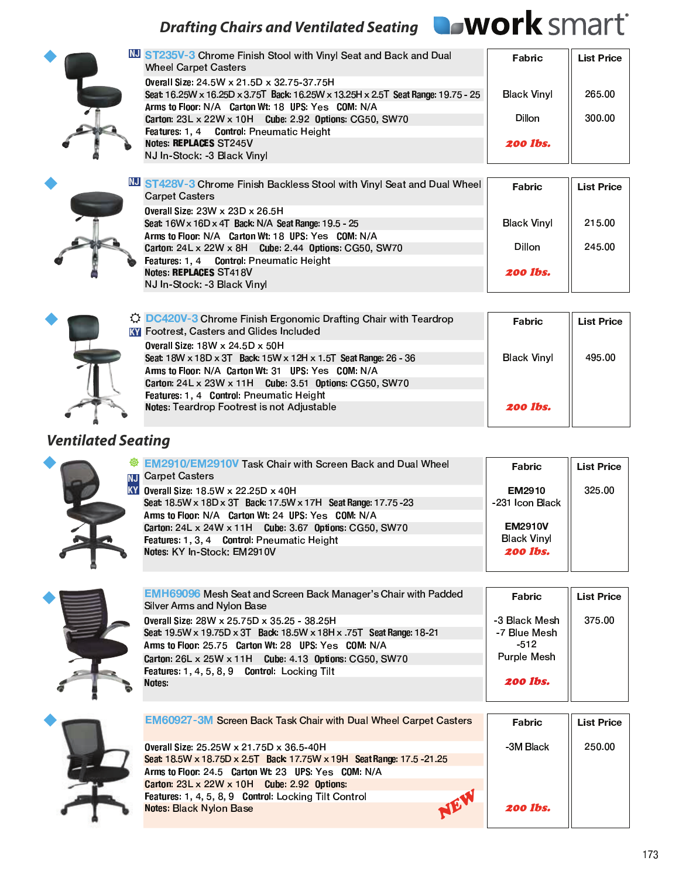## Drafting Chairs and Ventilated Seating

**ST235V-3** Chrome Finish Stool with Vinyl Seat and Back and Dual Wheel Carpet Casters

**Overall Size:** 24.5W x 21.5D x 32.75-37.75H
**Seat:** 16.25W x 16.25D x 3.75T **Back:** 16.25W x 13.25H x 2.5T **Seat Range:** 19.75 - 25
**Arms to Floor:** N/A **Carton Wt:** 18 **UPS:** Yes **COM:** N/A
**Carton:** 23L x 22W x 10H **Cube:** 2.92 **Options:** CG50, SW70
**Features:** 1, 4 **Control:** Pneumatic Height
**Notes:** **REPLACES** ST245V
NJ In-Stock: -3 Black Vinyl

| Fabric | List Price |
|---|---|
| Black Vinyl | 265.00 |
| Dillon | 300.00 |
| 200 lbs. | |

**ST428V-3** Chrome Finish Backless Stool with Vinyl Seat and Dual Wheel Carpet Casters

**Overall Size:** 23W x 23D x 26.5H
**Seat:** 16W x 16D x 4T **Back:** N/A **Seat Range:** 19.5 - 25
**Arms to Floor:** N/A **Carton Wt:** 18 **UPS:** Yes **COM:** N/A
**Carton:** 24L x 22W x 8H **Cube:** 2.44 **Options:** CG50, SW70
**Features:** 1, 4 **Control:** Pneumatic Height
**Notes:** **REPLACES** ST418V
NJ In-Stock: -3 Black Vinyl

| Fabric | List Price |
|---|---|
| Black Vinyl | 215.00 |
| Dillon | 245.00 |
| 200 lbs. | |

**DC420V-3** Chrome Finish Ergonomic Drafting Chair with Teardrop Footrest, Casters and Glides Included

**Overall Size:** 18W x 24.5D x 50H
**Seat:** 18W x 18D x 3T **Back:** 15W x 12H x 1.5T **Seat Range:** 26 - 36
**Arms to Floor:** N/A **Carton Wt:** 31 **UPS:** Yes **COM:** N/A
**Carton:** 24L x 23W x 11H **Cube:** 3.51 **Options:** CG50, SW70
**Features:** 1, 4 **Control:** Pneumatic Height
**Notes:** Teardrop Footrest is not Adjustable

| Fabric | List Price |
|---|---|
| Black Vinyl | 495.00 |
| 200 lbs. | |

## Ventilated Seating

**EM2910/EM2910V** Task Chair with Screen Back and Dual Wheel Carpet Casters

**Overall Size:** 18.5W x 22.25D x 40H
**Seat:** 18.5W x 18D x 3T **Back:** 17.5W x 17H **Seat Range:** 17.75 -23
**Arms to Floor:** N/A **Carton Wt:** 24 **UPS:** Yes **COM:** N/A
**Carton:** 24L x 24W x 11H **Cube:** 3.67 **Options:** CG50, SW70
**Features:** 1, 3, 4 **Control:** Pneumatic Height
**Notes:** KY In-Stock: EM2910V

| Fabric | List Price |
|---|---|
| EM2910 -231 Icon Black | 325.00 |
| EM2910V Black Vinyl | |
| 200 lbs. | |

**EMH69096** Mesh Seat and Screen Back Manager's Chair with Padded Silver Arms and Nylon Base

**Overall Size:** 28W x 25.75D x 35.25 - 38.25H
**Seat:** 19.5W x 19.75D x 3T **Back:** 18.5W x 18H x .75T **Seat Range:** 18-21
**Arms to Floor:** 25.75 **Carton Wt:** 28 **UPS:** Yes **COM:** N/A
**Carton:** 26L x 25W x 11H **Cube:** 4.13 **Options:** CG50, SW70
**Features:** 1, 4, 5, 8, 9 **Control:** Locking Tilt
**Notes:**

| Fabric | List Price |
|---|---|
| -3 Black Mesh | 375.00 |
| -7 Blue Mesh | |
| -512 Purple Mesh | |
| 200 lbs. | |

**EM60927-3M** Screen Back Task Chair with Dual Wheel Carpet Casters

**Overall Size:** 25.25W x 21.75D x 36.5-40H
**Seat:** 18.5W x 18.75D x 2.5T **Back:** 17.75W x 19H **Seat Range:** 17.5 -21.25
**Arms to Floor:** 24.5 **Carton Wt:** 23 **UPS:** Yes **COM:** N/A
**Carton:** 23L x 22W x 10H **Cube:** 2.92 **Options:**
**Features:** 1, 4, 5, 8, 9 **Control:** Locking Tilt Control
**Notes:** Black Nylon Base

NEW

| Fabric | List Price |
|---|---|
| -3M Black | 250.00 |
| 200 lbs. | |